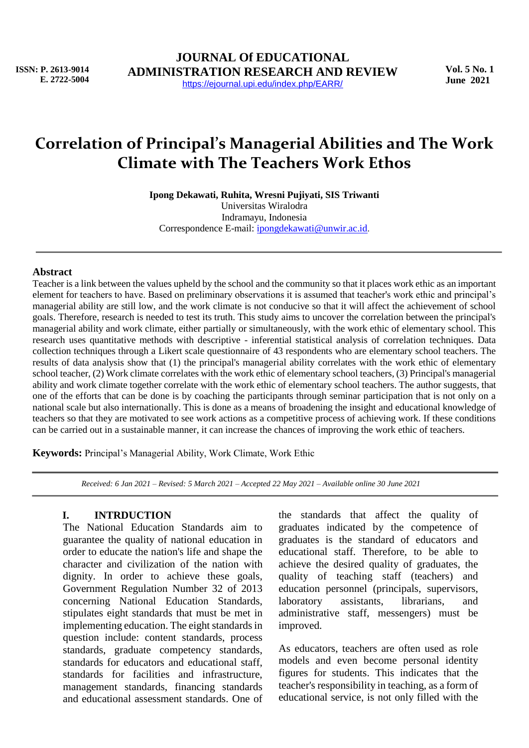# Correlation of Principal's Managerial Abilities and The Work Climate with The Teachers Work Ethos

**Ipong Dekawati, Ruhita, Wresni Pujiyati, SIS Triwanti**

Universitas Wiralodra

Indramayu, Indonesia

Correspondence E-mail: ipongdekawati@unwir.ac.id.

## Abstract

Teacher is a link between the values upheld by the school and the community so that it places work ethic as an important element for teachers to have. Based on preliminary observations it is assumed that teacher's work ethic and principal's managerial ability are still low, and the work climate is not conducive so that it will affect the achievement of school goals. Therefore, research is needed to test its truth. This study aims to uncover the correlation between the principal's managerial ability and work climate, either partially or simultaneously, with the work ethic of elementary school. This research uses quantitative methods with descriptive - inferential statistical analysis of correlation techniques. Data collection techniques through a Likert scale questionnaire of 43 respondents who are elementary school teachers. The results of data analysis show that (1) the principal's managerial ability correlates with the work ethic of elementary school teacher, (2) Work climate correlates with the work ethic of elementary school teachers, (3) Principal's managerial ability and work climate together correlate with the work ethic of elementary school teachers. The author suggests, that one of the efforts that can be done is by coaching the participants through seminar participation that is not only on a national scale but also internationally. This is done as a means of broadening the insight and educational knowledge of teachers so that they are motivated to see work actions as a competitive process of achieving work. If these conditions can be carried out in a sustainable manner, it can increase the chances of improving the work ethic of teachers.

**Keywords:** Principal's Managerial Ability, Work Climate, Work Ethic

*Received: 6 Jan 2021 – Revised: 5 March 2021 – Accepted 22 May 2021 – Available online 30 June 2021*

## I. INTRDUCTION

The National Education Standards aim to guarantee the quality of national education in order to educate the nation's life and shape the character and civilization of the nation with dignity. In order to achieve these goals, Government Regulation Number 32 of 2013 concerning National Education Standards, stipulates eight standards that must be met in implementing education. The eight standards in question include: content standards, process standards, graduate competency standards, standards for educators and educational staff, standards for facilities and infrastructure, management standards, financing standards and educational assessment standards. One of the standards that affect the quality of graduates indicated by the competence of graduates is the standard of educators and educational staff. Therefore, to be able to achieve the desired quality of graduates, the quality of teaching staff (teachers) and education personnel (principals, supervisors, laboratory assistants, librarians, and administrative staff, messengers) must be improved.

As educators, teachers are often used as role models and even become personal identity figures for students. This indicates that the teacher's responsibility in teaching, as a form of educational service, is not only filled with the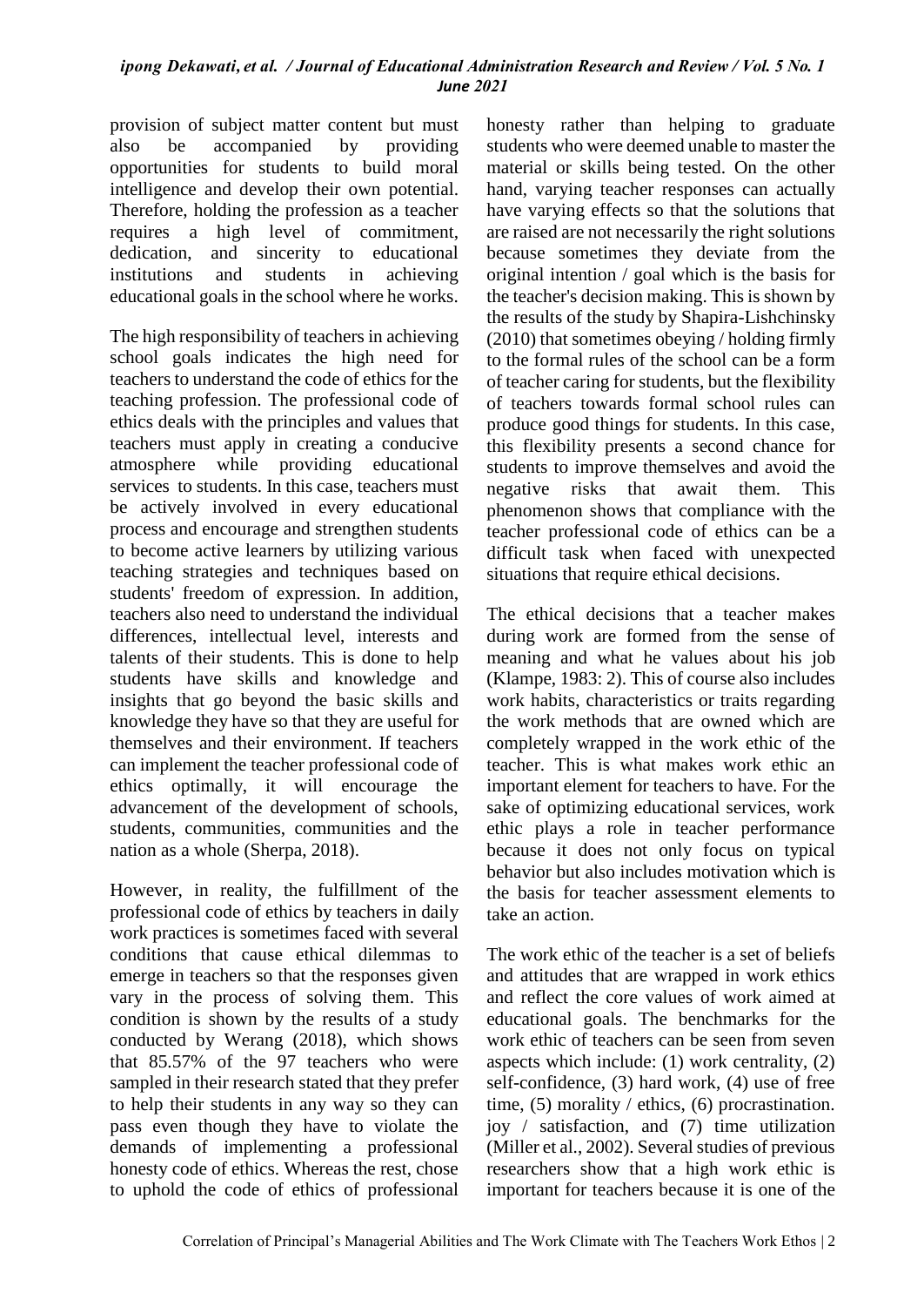provision of subject matter content but must also be accompanied by providing opportunities for students to build moral intelligence and develop their own potential. Therefore, holding the profession as a teacher requires a high level of commitment, dedication, and sincerity to educational institutions and students in achieving educational goals in the school where he works.

The high responsibility of teachers in achieving school goals indicates the high need for teachers to understand the code of ethics for the teaching profession. The professional code of ethics deals with the principles and values that teachers must apply in creating a conducive atmosphere while providing educational services to students. In this case, teachers must be actively involved in every educational process and encourage and strengthen students to become active learners by utilizing various teaching strategies and techniques based on students' freedom of expression. In addition, teachers also need to understand the individual differences, intellectual level, interests and talents of their students. This is done to help students have skills and knowledge and insights that go beyond the basic skills and knowledge they have so that they are useful for themselves and their environment. If teachers can implement the teacher professional code of ethics optimally, it will encourage the advancement of the development of schools, students, communities, communities and the nation as a whole (Sherpa, 2018).

However, in reality, the fulfillment of the professional code of ethics by teachers in daily work practices is sometimes faced with several conditions that cause ethical dilemmas to emerge in teachers so that the responses given vary in the process of solving them. This condition is shown by the results of a study conducted by Werang (2018), which shows that 85.57% of the 97 teachers who were sampled in their research stated that they prefer to help their students in any way so they can pass even though they have to violate the demands of implementing a professional honesty code of ethics. Whereas the rest, chose to uphold the code of ethics of professional honesty rather than helping to graduate students who were deemed unable to master the material or skills being tested. On the other hand, varying teacher responses can actually have varying effects so that the solutions that are raised are not necessarily the right solutions because sometimes they deviate from the original intention / goal which is the basis for the teacher's decision making. This is shown by the results of the study by Shapira-Lishchinsky (2010) that sometimes obeying / holding firmly to the formal rules of the school can be a form of teacher caring for students, but the flexibility of teachers towards formal school rules can produce good things for students. In this case, this flexibility presents a second chance for students to improve themselves and avoid the negative risks that await them. This phenomenon shows that compliance with the teacher professional code of ethics can be a difficult task when faced with unexpected situations that require ethical decisions.

The ethical decisions that a teacher makes during work are formed from the sense of meaning and what he values about his job (Klampe, 1983: 2). This of course also includes work habits, characteristics or traits regarding the work methods that are owned which are completely wrapped in the work ethic of the teacher. This is what makes work ethic an important element for teachers to have. For the sake of optimizing educational services, work ethic plays a role in teacher performance because it does not only focus on typical behavior but also includes motivation which is the basis for teacher assessment elements to take an action.

The work ethic of the teacher is a set of beliefs and attitudes that are wrapped in work ethics and reflect the core values of work aimed at educational goals. The benchmarks for the work ethic of teachers can be seen from seven aspects which include: (1) work centrality, (2) self-confidence, (3) hard work, (4) use of free time, (5) morality / ethics, (6) procrastination. joy / satisfaction, and (7) time utilization (Miller et al., 2002). Several studies of previous researchers show that a high work ethic is important for teachers because it is one of the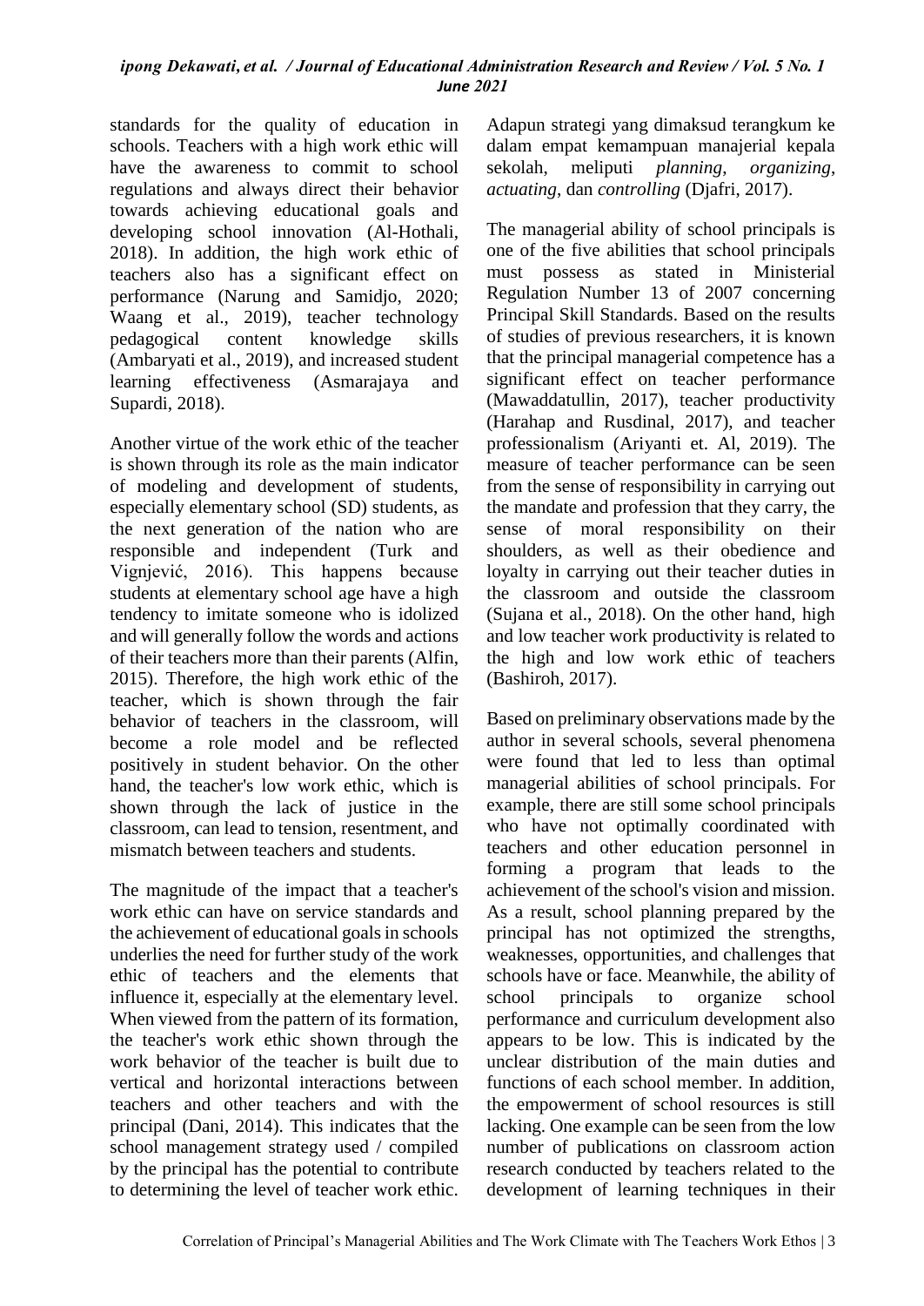standards for the quality of education in schools. Teachers with a high work ethic will have the awareness to commit to school regulations and always direct their behavior towards achieving educational goals and developing school innovation (Al-Hothali, 2018). In addition, the high work ethic of teachers also has a significant effect on performance (Narung and Samidjo, 2020; Waang et al., 2019), teacher technology pedagogical content knowledge skills (Ambaryati et al., 2019), and increased student learning effectiveness (Asmarajaya and Supardi, 2018).

Another virtue of the work ethic of the teacher is shown through its role as the main indicator of modeling and development of students, especially elementary school (SD) students, as the next generation of the nation who are responsible and independent (Turk and Vignjević, 2016). This happens because students at elementary school age have a high tendency to imitate someone who is idolized and will generally follow the words and actions of their teachers more than their parents (Alfin, 2015). Therefore, the high work ethic of the teacher, which is shown through the fair behavior of teachers in the classroom, will become a role model and be reflected positively in student behavior. On the other hand, the teacher's low work ethic, which is shown through the lack of justice in the classroom, can lead to tension, resentment, and mismatch between teachers and students.

The magnitude of the impact that a teacher's work ethic can have on service standards and the achievement of educational goals in schools underlies the need for further study of the work ethic of teachers and the elements that influence it, especially at the elementary level. When viewed from the pattern of its formation, the teacher's work ethic shown through the work behavior of the teacher is built due to vertical and horizontal interactions between teachers and other teachers and with the principal (Dani, 2014). This indicates that the school management strategy used / compiled by the principal has the potential to contribute to determining the level of teacher work ethic. Adapun strategi yang dimaksud terangkum ke dalam empat kemampuan manajerial kepala sekolah, meliputi *planning*, *organizing*, *actuating*, dan *controlling* (Djafri, 2017).

The managerial ability of school principals is one of the five abilities that school principals must possess as stated in Ministerial Regulation Number 13 of 2007 concerning Principal Skill Standards. Based on the results of studies of previous researchers, it is known that the principal managerial competence has a significant effect on teacher performance (Mawaddatullin, 2017), teacher productivity (Harahap and Rusdinal, 2017), and teacher professionalism (Ariyanti et. Al, 2019). The measure of teacher performance can be seen from the sense of responsibility in carrying out the mandate and profession that they carry, the sense of moral responsibility on their shoulders, as well as their obedience and loyalty in carrying out their teacher duties in the classroom and outside the classroom (Sujana et al., 2018). On the other hand, high and low teacher work productivity is related to the high and low work ethic of teachers (Bashiroh, 2017).

Based on preliminary observations made by the author in several schools, several phenomena were found that led to less than optimal managerial abilities of school principals. For example, there are still some school principals who have not optimally coordinated with teachers and other education personnel in forming a program that leads to the achievement of the school's vision and mission. As a result, school planning prepared by the principal has not optimized the strengths, weaknesses, opportunities, and challenges that schools have or face. Meanwhile, the ability of school principals to organize school performance and curriculum development also appears to be low. This is indicated by the unclear distribution of the main duties and functions of each school member. In addition, the empowerment of school resources is still lacking. One example can be seen from the low number of publications on classroom action research conducted by teachers related to the development of learning techniques in their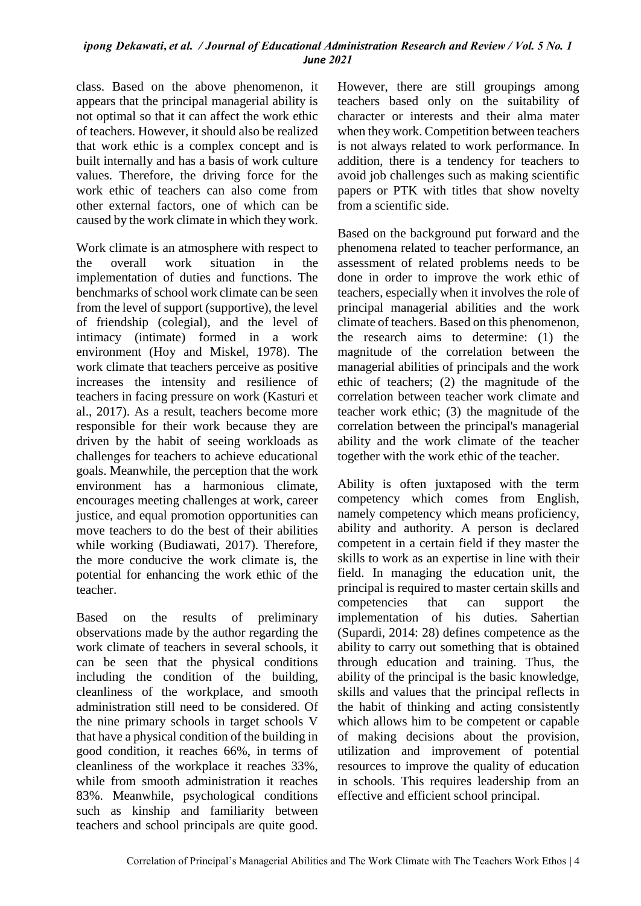class. Based on the above phenomenon, it appears that the principal managerial ability is not optimal so that it can affect the work ethic of teachers. However, it should also be realized that work ethic is a complex concept and is built internally and has a basis of work culture values. Therefore, the driving force for the work ethic of teachers can also come from other external factors, one of which can be caused by the work climate in which they work.

Work climate is an atmosphere with respect to the overall work situation in the implementation of duties and functions. The benchmarks of school work climate can be seen from the level of support (supportive), the level of friendship (colegial), and the level of intimacy (intimate) formed in a work environment (Hoy and Miskel, 1978). The work climate that teachers perceive as positive increases the intensity and resilience of teachers in facing pressure on work (Kasturi et al., 2017). As a result, teachers become more responsible for their work because they are driven by the habit of seeing workloads as challenges for teachers to achieve educational goals. Meanwhile, the perception that the work environment has a harmonious climate, encourages meeting challenges at work, career justice, and equal promotion opportunities can move teachers to do the best of their abilities while working (Budiawati, 2017). Therefore, the more conducive the work climate is, the potential for enhancing the work ethic of the teacher.

Based on the results of preliminary observations made by the author regarding the work climate of teachers in several schools, it can be seen that the physical conditions including the condition of the building, cleanliness of the workplace, and smooth administration still need to be considered. Of the nine primary schools in target schools V that have a physical condition of the building in good condition, it reaches 66%, in terms of cleanliness of the workplace it reaches 33%, while from smooth administration it reaches 83%. Meanwhile, psychological conditions such as kinship and familiarity between teachers and school principals are quite good. However, there are still groupings among teachers based only on the suitability of character or interests and their alma mater when they work. Competition between teachers is not always related to work performance. In addition, there is a tendency for teachers to avoid job challenges such as making scientific papers or PTK with titles that show novelty from a scientific side.

Based on the background put forward and the phenomena related to teacher performance, an assessment of related problems needs to be done in order to improve the work ethic of teachers, especially when it involves the role of principal managerial abilities and the work climate of teachers. Based on this phenomenon, the research aims to determine: (1) the magnitude of the correlation between the managerial abilities of principals and the work ethic of teachers; (2) the magnitude of the correlation between teacher work climate and teacher work ethic; (3) the magnitude of the correlation between the principal's managerial ability and the work climate of the teacher together with the work ethic of the teacher.

Ability is often juxtaposed with the term competency which comes from English, namely competency which means proficiency, ability and authority. A person is declared competent in a certain field if they master the skills to work as an expertise in line with their field. In managing the education unit, the principal is required to master certain skills and competencies that can support the implementation of his duties. Sahertian (Supardi, 2014: 28) defines competence as the ability to carry out something that is obtained through education and training. Thus, the ability of the principal is the basic knowledge, skills and values that the principal reflects in the habit of thinking and acting consistently which allows him to be competent or capable of making decisions about the provision, utilization and improvement of potential resources to improve the quality of education in schools. This requires leadership from an effective and efficient school principal.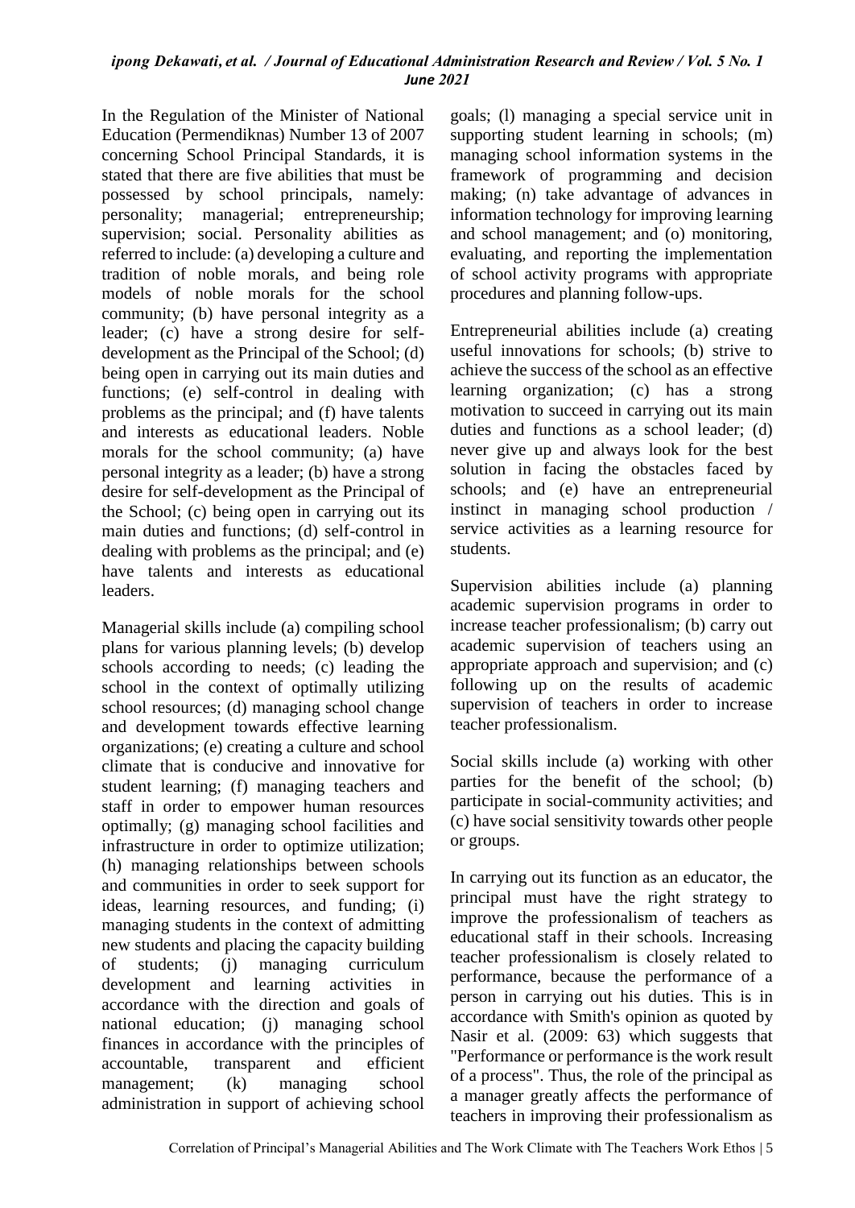In the Regulation of the Minister of National Education (Permendiknas) Number 13 of 2007 concerning School Principal Standards, it is stated that there are five abilities that must be possessed by school principals, namely: personality; managerial; entrepreneurship; supervision; social. Personality abilities as referred to include: (a) developing a culture and tradition of noble morals, and being role models of noble morals for the school community; (b) have personal integrity as a leader; (c) have a strong desire for self-development as the Principal of the School; (d) being open in carrying out its main duties and functions; (e) self-control in dealing with problems as the principal; and (f) have talents and interests as educational leaders. Noble morals for the school community; (a) have personal integrity as a leader; (b) have a strong desire for self-development as the Principal of the School; (c) being open in carrying out its main duties and functions; (d) self-control in dealing with problems as the principal; and (e) have talents and interests as educational leaders.

Managerial skills include (a) compiling school plans for various planning levels; (b) develop schools according to needs; (c) leading the school in the context of optimally utilizing school resources; (d) managing school change and development towards effective learning organizations; (e) creating a culture and school climate that is conducive and innovative for student learning; (f) managing teachers and staff in order to empower human resources optimally; (g) managing school facilities and infrastructure in order to optimize utilization; (h) managing relationships between schools and communities in order to seek support for ideas, learning resources, and funding; (i) managing students in the context of admitting new students and placing the capacity building of students; (j) managing curriculum development and learning activities in accordance with the direction and goals of national education; (j) managing school finances in accordance with the principles of accountable, transparent and efficient management; (k) managing school administration in support of achieving school goals; (l) managing a special service unit in supporting student learning in schools; (m) managing school information systems in the framework of programming and decision making; (n) take advantage of advances in information technology for improving learning and school management; and (o) monitoring, evaluating, and reporting the implementation of school activity programs with appropriate procedures and planning follow-ups.

Entrepreneurial abilities include (a) creating useful innovations for schools; (b) strive to achieve the success of the school as an effective learning organization; (c) has a strong motivation to succeed in carrying out its main duties and functions as a school leader; (d) never give up and always look for the best solution in facing the obstacles faced by schools; and (e) have an entrepreneurial instinct in managing school production / service activities as a learning resource for students.

Supervision abilities include (a) planning academic supervision programs in order to increase teacher professionalism; (b) carry out academic supervision of teachers using an appropriate approach and supervision; and (c) following up on the results of academic supervision of teachers in order to increase teacher professionalism.

Social skills include (a) working with other parties for the benefit of the school; (b) participate in social-community activities; and (c) have social sensitivity towards other people or groups.

In carrying out its function as an educator, the principal must have the right strategy to improve the professionalism of teachers as educational staff in their schools. Increasing teacher professionalism is closely related to performance, because the performance of a person in carrying out his duties. This is in accordance with Smith's opinion as quoted by Nasir et al. (2009: 63) which suggests that "Performance or performance is the work result of a process". Thus, the role of the principal as a manager greatly affects the performance of teachers in improving their professionalism as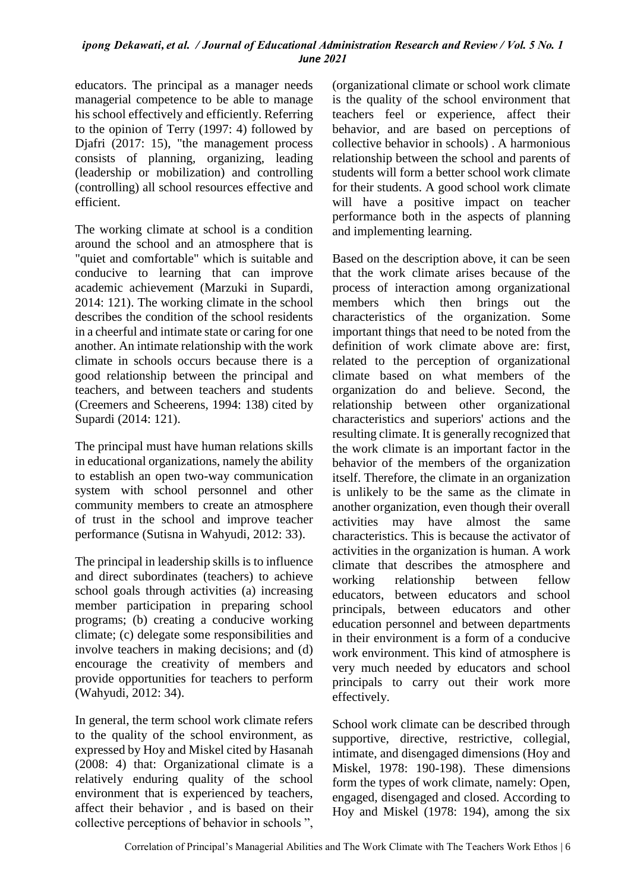educators. The principal as a manager needs managerial competence to be able to manage his school effectively and efficiently. Referring to the opinion of Terry (1997: 4) followed by Djafri (2017: 15), "the management process consists of planning, organizing, leading (leadership or mobilization) and controlling (controlling) all school resources effective and efficient.

The working climate at school is a condition around the school and an atmosphere that is "quiet and comfortable" which is suitable and conducive to learning that can improve academic achievement (Marzuki in Supardi, 2014: 121). The working climate in the school describes the condition of the school residents in a cheerful and intimate state or caring for one another. An intimate relationship with the work climate in schools occurs because there is a good relationship between the principal and teachers, and between teachers and students (Creemers and Scheerens, 1994: 138) cited by Supardi (2014: 121).

The principal must have human relations skills in educational organizations, namely the ability to establish an open two-way communication system with school personnel and other community members to create an atmosphere of trust in the school and improve teacher performance (Sutisna in Wahyudi, 2012: 33).

The principal in leadership skills is to influence and direct subordinates (teachers) to achieve school goals through activities (a) increasing member participation in preparing school programs; (b) creating a conducive working climate; (c) delegate some responsibilities and involve teachers in making decisions; and (d) encourage the creativity of members and provide opportunities for teachers to perform (Wahyudi, 2012: 34).

In general, the term school work climate refers to the quality of the school environment, as expressed by Hoy and Miskel cited by Hasanah (2008: 4) that: Organizational climate is a relatively enduring quality of the school environment that is experienced by teachers, affect their behavior , and is based on their collective perceptions of behavior in schools ", (organizational climate or school work climate is the quality of the school environment that teachers feel or experience, affect their behavior, and are based on perceptions of collective behavior in schools) . A harmonious relationship between the school and parents of students will form a better school work climate for their students. A good school work climate will have a positive impact on teacher performance both in the aspects of planning and implementing learning.

Based on the description above, it can be seen that the work climate arises because of the process of interaction among organizational members which then brings out the characteristics of the organization. Some important things that need to be noted from the definition of work climate above are: first, related to the perception of organizational climate based on what members of the organization do and believe. Second, the relationship between other organizational characteristics and superiors' actions and the resulting climate. It is generally recognized that the work climate is an important factor in the behavior of the members of the organization itself. Therefore, the climate in an organization is unlikely to be the same as the climate in another organization, even though their overall activities may have almost the same characteristics. This is because the activator of activities in the organization is human. A work climate that describes the atmosphere and working relationship between fellow educators, between educators and school principals, between educators and other education personnel and between departments in their environment is a form of a conducive work environment. This kind of atmosphere is very much needed by educators and school principals to carry out their work more effectively.

School work climate can be described through supportive, directive, restrictive, collegial, intimate, and disengaged dimensions (Hoy and Miskel, 1978: 190-198). These dimensions form the types of work climate, namely: Open, engaged, disengaged and closed. According to Hoy and Miskel (1978: 194), among the six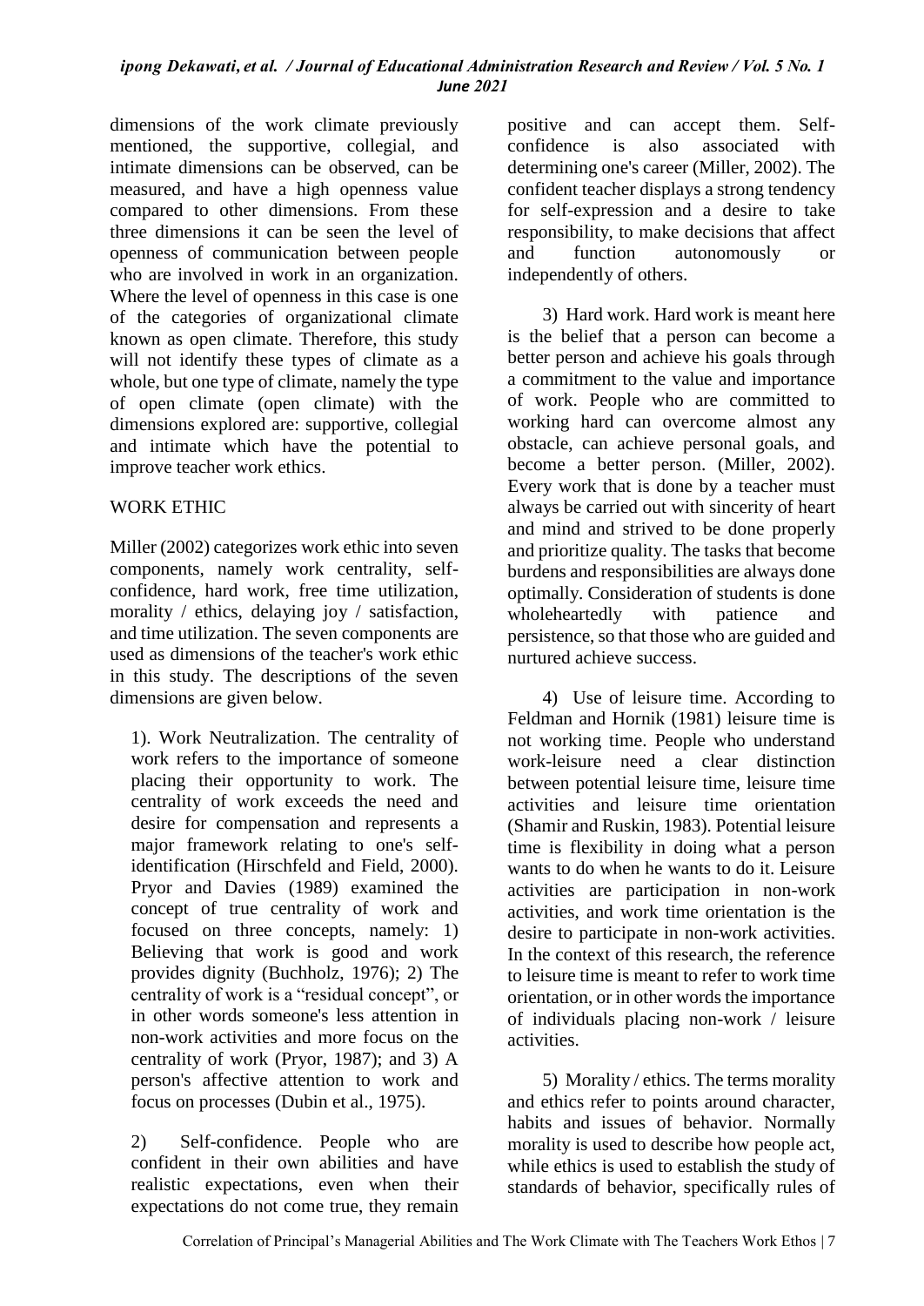dimensions of the work climate previously mentioned, the supportive, collegial, and intimate dimensions can be observed, can be measured, and have a high openness value compared to other dimensions. From these three dimensions it can be seen the level of openness of communication between people who are involved in work in an organization. Where the level of openness in this case is one of the categories of organizational climate known as open climate. Therefore, this study will not identify these types of climate as a whole, but one type of climate, namely the type of open climate (open climate) with the dimensions explored are: supportive, collegial and intimate which have the potential to improve teacher work ethics.

## WORK ETHIC

Miller (2002) categorizes work ethic into seven components, namely work centrality, self-confidence, hard work, free time utilization, morality / ethics, delaying joy / satisfaction, and time utilization. The seven components are used as dimensions of the teacher's work ethic in this study. The descriptions of the seven dimensions are given below.

1). Work Neutralization. The centrality of work refers to the importance of someone placing their opportunity to work. The centrality of work exceeds the need and desire for compensation and represents a major framework relating to one's self-identification (Hirschfeld and Field, 2000). Pryor and Davies (1989) examined the concept of true centrality of work and focused on three concepts, namely: 1) Believing that work is good and work provides dignity (Buchholz, 1976); 2) The centrality of work is a "residual concept", or in other words someone's less attention in non-work activities and more focus on the centrality of work (Pryor, 1987); and 3) A person's affective attention to work and focus on processes (Dubin et al., 1975).

2) Self-confidence. People who are confident in their own abilities and have realistic expectations, even when their expectations do not come true, they remain positive and can accept them. Self-confidence is also associated with determining one's career (Miller, 2002). The confident teacher displays a strong tendency for self-expression and a desire to take responsibility, to make decisions that affect and function autonomously or independently of others.

3) Hard work. Hard work is meant here is the belief that a person can become a better person and achieve his goals through a commitment to the value and importance of work. People who are committed to working hard can overcome almost any obstacle, can achieve personal goals, and become a better person. (Miller, 2002). Every work that is done by a teacher must always be carried out with sincerity of heart and mind and strived to be done properly and prioritize quality. The tasks that become burdens and responsibilities are always done optimally. Consideration of students is done wholeheartedly with patience and persistence, so that those who are guided and nurtured achieve success.

4) Use of leisure time. According to Feldman and Hornik (1981) leisure time is not working time. People who understand work-leisure need a clear distinction between potential leisure time, leisure time activities and leisure time orientation (Shamir and Ruskin, 1983). Potential leisure time is flexibility in doing what a person wants to do when he wants to do it. Leisure activities are participation in non-work activities, and work time orientation is the desire to participate in non-work activities. In the context of this research, the reference to leisure time is meant to refer to work time orientation, or in other words the importance of individuals placing non-work / leisure activities.

5) Morality / ethics. The terms morality and ethics refer to points around character, habits and issues of behavior. Normally morality is used to describe how people act, while ethics is used to establish the study of standards of behavior, specifically rules of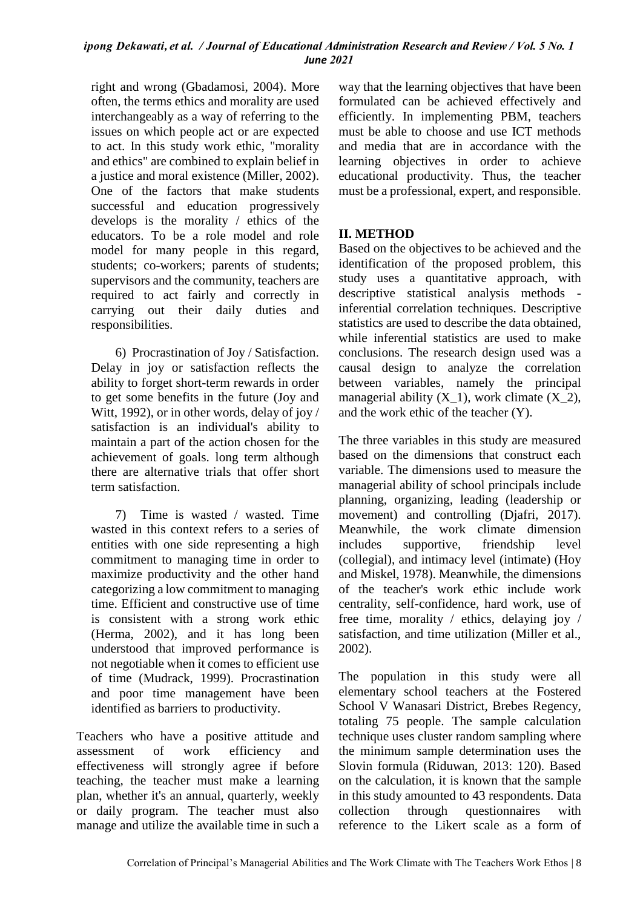right and wrong (Gbadamosi, 2004). More often, the terms ethics and morality are used interchangeably as a way of referring to the issues on which people act or are expected to act. In this study work ethic, "morality and ethics" are combined to explain belief in a justice and moral existence (Miller, 2002). One of the factors that make students successful and education progressively develops is the morality / ethics of the educators. To be a role model and role model for many people in this regard, students; co-workers; parents of students; supervisors and the community, teachers are required to act fairly and correctly in carrying out their daily duties and responsibilities.

6) Procrastination of Joy / Satisfaction. Delay in joy or satisfaction reflects the ability to forget short-term rewards in order to get some benefits in the future (Joy and Witt, 1992), or in other words, delay of joy / satisfaction is an individual's ability to maintain a part of the action chosen for the achievement of goals. long term although there are alternative trials that offer short term satisfaction.

7) Time is wasted / wasted. Time wasted in this context refers to a series of entities with one side representing a high commitment to managing time in order to maximize productivity and the other hand categorizing a low commitment to managing time. Efficient and constructive use of time is consistent with a strong work ethic (Herma, 2002), and it has long been understood that improved performance is not negotiable when it comes to efficient use of time (Mudrack, 1999). Procrastination and poor time management have been identified as barriers to productivity.

Teachers who have a positive attitude and assessment of work efficiency and effectiveness will strongly agree if before teaching, the teacher must make a learning plan, whether it's an annual, quarterly, weekly or daily program. The teacher must also manage and utilize the available time in such a way that the learning objectives that have been formulated can be achieved effectively and efficiently. In implementing PBM, teachers must be able to choose and use ICT methods and media that are in accordance with the learning objectives in order to achieve educational productivity. Thus, the teacher must be a professional, expert, and responsible.

## II. METHOD

Based on the objectives to be achieved and the identification of the proposed problem, this study uses a quantitative approach, with descriptive statistical analysis methods - inferential correlation techniques. Descriptive statistics are used to describe the data obtained, while inferential statistics are used to make conclusions. The research design used was a causal design to analyze the correlation between variables, namely the principal managerial ability ($X_1$), work climate ($X_2$), and the work ethic of the teacher (Y).

The three variables in this study are measured based on the dimensions that construct each variable. The dimensions used to measure the managerial ability of school principals include planning, organizing, leading (leadership or movement) and controlling (Djafri, 2017). Meanwhile, the work climate dimension includes supportive, friendship level (collegial), and intimacy level (intimate) (Hoy and Miskel, 1978). Meanwhile, the dimensions of the teacher's work ethic include work centrality, self-confidence, hard work, use of free time, morality / ethics, delaying joy / satisfaction, and time utilization (Miller et al., 2002).

The population in this study were all elementary school teachers at the Fostered School V Wanasari District, Brebes Regency, totaling 75 people. The sample calculation technique uses cluster random sampling where the minimum sample determination uses the Slovin formula (Riduwan, 2013: 120). Based on the calculation, it is known that the sample in this study amounted to 43 respondents. Data collection through questionnaires with reference to the Likert scale as a form of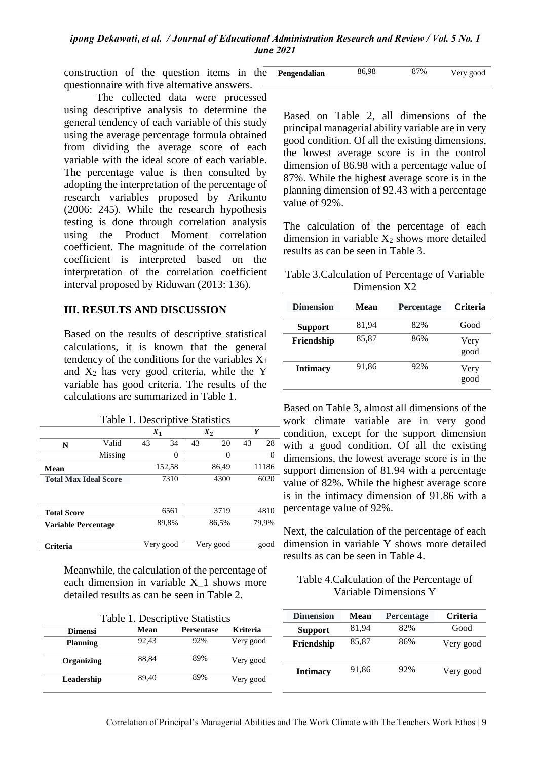construction of the question items in the questionnaire with five alternative answers.

The collected data were processed using descriptive analysis to determine the general tendency of each variable of this study using the average percentage formula obtained from dividing the average score of each variable with the ideal score of each variable. The percentage value is then consulted by adopting the interpretation of the percentage of research variables proposed by Arikunto (2006: 245). While the research hypothesis testing is done through correlation analysis using the Product Moment correlation coefficient. The magnitude of the correlation coefficient is interpreted based on the interpretation of the correlation coefficient interval proposed by Riduwan (2013: 136).

## III. RESULTS AND DISCUSSION

Based on the results of descriptive statistical calculations, it is known that the general tendency of the conditions for the variables $X_1$ and $X_2$ has very good criteria, while the Y variable has good criteria. The results of the calculations are summarized in Table 1.

Table 1. Descriptive Statistics

| | | $X_1$ | | $X_2$ | | $Y$ | |
|---|---|---|---|---|---|---|---|
| N | Valid | 43 | 34 | 43 | 20 | 43 | 28 |
| | Missing | | 0 | | 0 | | 0 |
| **Mean** | | | 152,58 | | 86,49 | | 11186 |
| **Total Max Ideal Score** | | | 7310 | | 4300 | | 6020 |
| **Total Score** | | | 6561 | | 3719 | | 4810 |
| **Variable Percentage** | | | 89,8% | | 86,5% | | 79,9% |
| **Criteria** | | | Very good | | Very good | | good |

Meanwhile, the calculation of the percentage of each dimension in variable X_1 shows more detailed results as can be seen in Table 2.

Table 1. Descriptive Statistics

| Dimensi | Mean | Persentase | Kriteria |
|---|---|---|---|
| Planning | 92,43 | 92% | Very good |
| Organizing | 88,84 | 89% | Very good |
| Leadership | 89,40 | 89% | Very good |
| Pengendalian | 86,98 | 87% | Very good |

Based on Table 2, all dimensions of the principal managerial ability variable are in very good condition. Of all the existing dimensions, the lowest average score is in the control dimension of 86.98 with a percentage value of 87%. While the highest average score is in the planning dimension of 92.43 with a percentage value of 92%.

The calculation of the percentage of each dimension in variable $X_2$ shows more detailed results as can be seen in Table 3.

Table 3.Calculation of Percentage of Variable Dimension X2

| Dimension | Mean | Percentage | Criteria |
|---|---|---|---|
| Support | 81,94 | 82% | Good |
| Friendship | 85,87 | 86% | Very good |
| Intimacy | 91,86 | 92% | Very good |

Based on Table 3, almost all dimensions of the work climate variable are in very good condition, except for the support dimension with a good condition. Of all the existing dimensions, the lowest average score is in the support dimension of 81.94 with a percentage value of 82%. While the highest average score is in the intimacy dimension of 91.86 with a percentage value of 92%.

Next, the calculation of the percentage of each dimension in variable Y shows more detailed results as can be seen in Table 4.

Table 4.Calculation of the Percentage of Variable Dimensions Y

| Dimension | Mean | Percentage | Criteria |
|---|---|---|---|
| Support | 81,94 | 82% | Good |
| Friendship | 85,87 | 86% | Very good |
| Intimacy | 91,86 | 92% | Very good |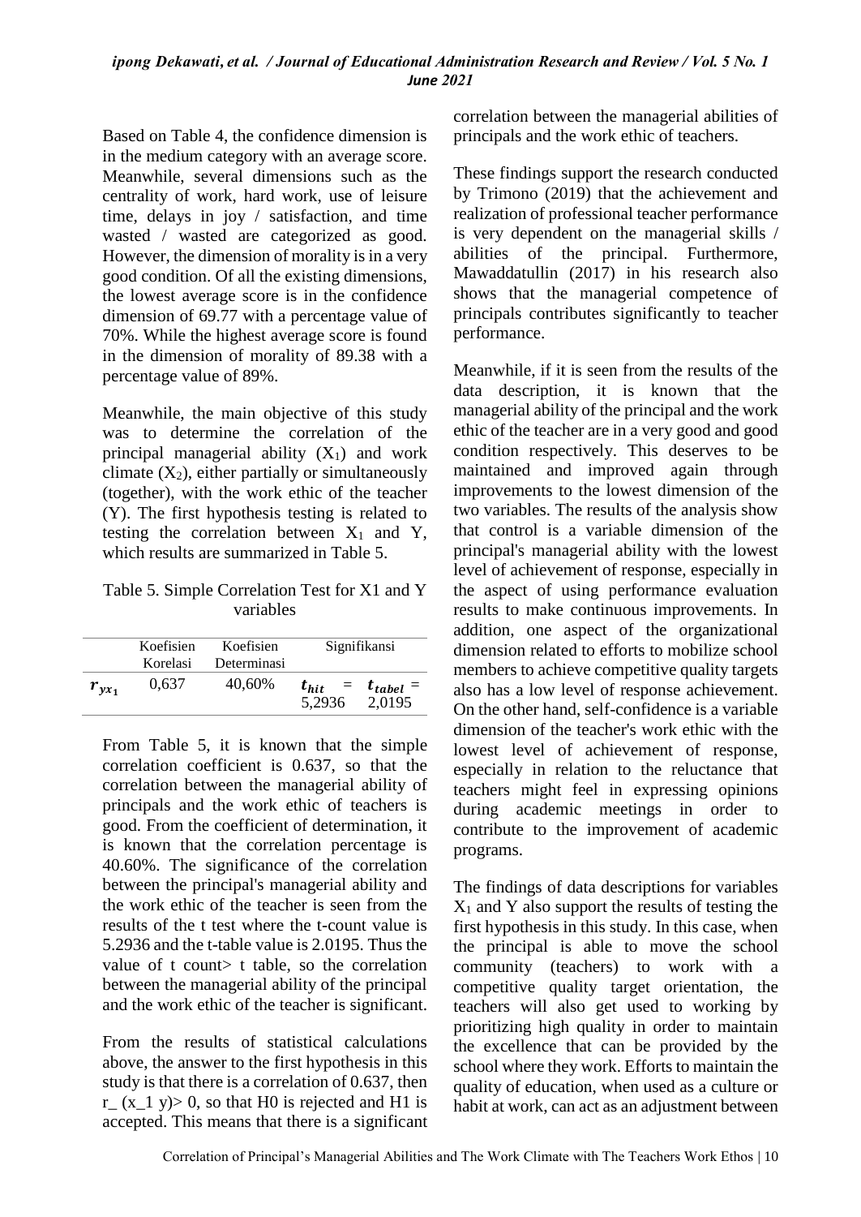Based on Table 4, the confidence dimension is in the medium category with an average score. Meanwhile, several dimensions such as the centrality of work, hard work, use of leisure time, delays in joy / satisfaction, and time wasted / wasted are categorized as good. However, the dimension of morality is in a very good condition. Of all the existing dimensions, the lowest average score is in the confidence dimension of 69.77 with a percentage value of 70%. While the highest average score is found in the dimension of morality of 89.38 with a percentage value of 89%.

Meanwhile, the main objective of this study was to determine the correlation of the principal managerial ability ($X_1$) and work climate ($X_2$), either partially or simultaneously (together), with the work ethic of the teacher (Y). The first hypothesis testing is related to testing the correlation between $X_1$ and Y, which results are summarized in Table 5.

Table 5. Simple Correlation Test for X1 and Y variables

| | Koefisien Korelasi | Koefisien Determinasi | Signifikansi | |
|---|---|---|---|---|
| $r_{yx_1}$ | 0,637 | 40,60% | $t_{hit}$ = 5,2936 | $t_{tabel}$ = 2,0195 |

From Table 5, it is known that the simple correlation coefficient is 0.637, so that the correlation between the managerial ability of principals and the work ethic of teachers is good. From the coefficient of determination, it is known that the correlation percentage is 40.60%. The significance of the correlation between the principal's managerial ability and the work ethic of the teacher is seen from the results of the t test where the t-count value is 5.2936 and the t-table value is 2.0195. Thus the value of t count> t table, so the correlation between the managerial ability of the principal and the work ethic of the teacher is significant.

From the results of statistical calculations above, the answer to the first hypothesis in this study is that there is a correlation of 0.637, then r_ (x_1 y)> 0, so that H0 is rejected and H1 is accepted. This means that there is a significant correlation between the managerial abilities of principals and the work ethic of teachers.

These findings support the research conducted by Trimono (2019) that the achievement and realization of professional teacher performance is very dependent on the managerial skills / abilities of the principal. Furthermore, Mawaddatullin (2017) in his research also shows that the managerial competence of principals contributes significantly to teacher performance.

Meanwhile, if it is seen from the results of the data description, it is known that the managerial ability of the principal and the work ethic of the teacher are in a very good and good condition respectively. This deserves to be maintained and improved again through improvements to the lowest dimension of the two variables. The results of the analysis show that control is a variable dimension of the principal's managerial ability with the lowest level of achievement of response, especially in the aspect of using performance evaluation results to make continuous improvements. In addition, one aspect of the organizational dimension related to efforts to mobilize school members to achieve competitive quality targets also has a low level of response achievement. On the other hand, self-confidence is a variable dimension of the teacher's work ethic with the lowest level of achievement of response, especially in relation to the reluctance that teachers might feel in expressing opinions during academic meetings in order to contribute to the improvement of academic programs.

The findings of data descriptions for variables $X_1$ and Y also support the results of testing the first hypothesis in this study. In this case, when the principal is able to move the school community (teachers) to work with a competitive quality target orientation, the teachers will also get used to working by prioritizing high quality in order to maintain the excellence that can be provided by the school where they work. Efforts to maintain the quality of education, when used as a culture or habit at work, can act as an adjustment between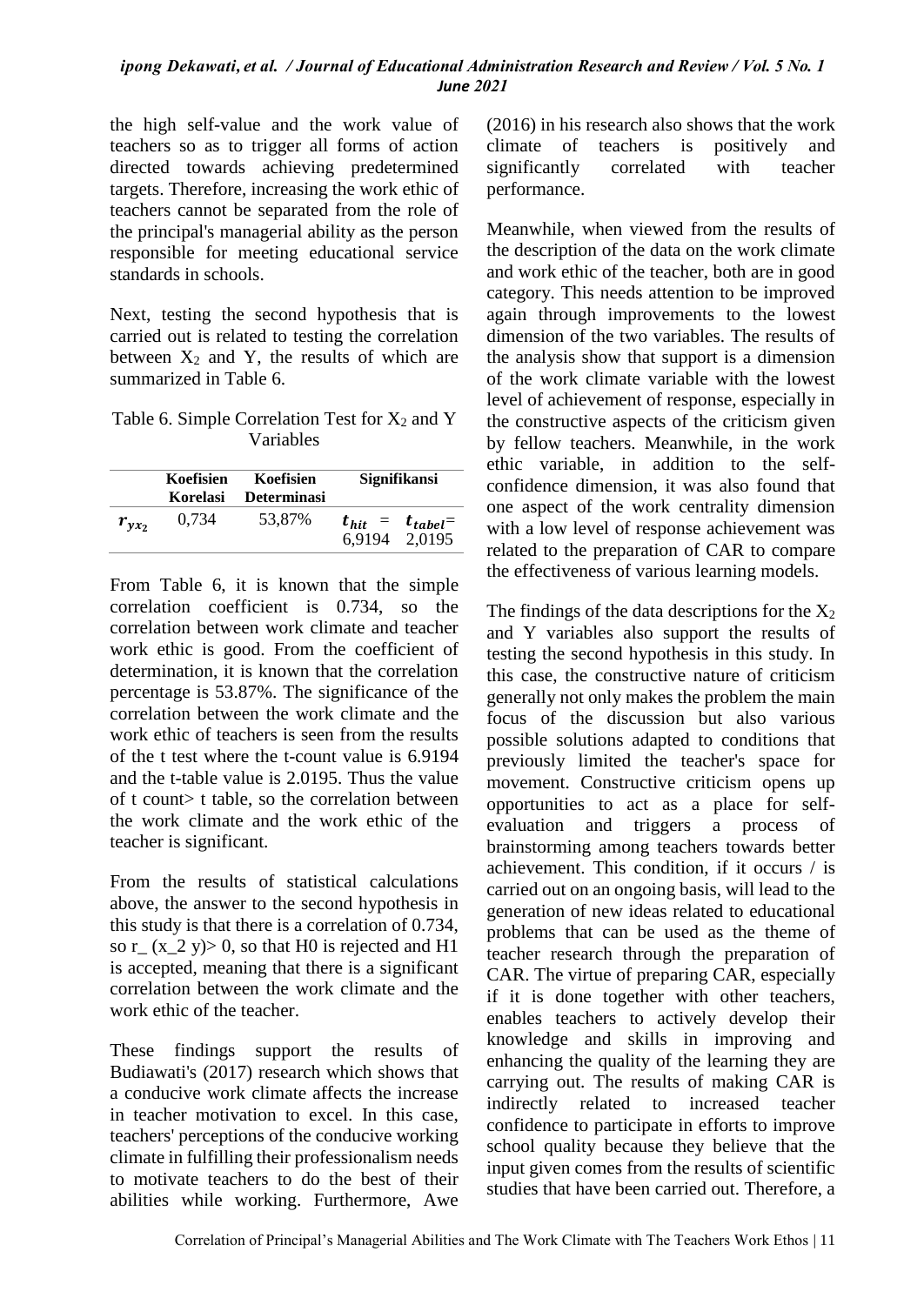the high self-value and the work value of teachers so as to trigger all forms of action directed towards achieving predetermined targets. Therefore, increasing the work ethic of teachers cannot be separated from the role of the principal's managerial ability as the person responsible for meeting educational service standards in schools.

Next, testing the second hypothesis that is carried out is related to testing the correlation between $X_2$ and Y, the results of which are summarized in Table 6.

Table 6. Simple Correlation Test for $X_2$ and Y Variables

| | Koefisien Korelasi | Koefisien Determinasi | Signifikansi |
|---|---|---|---|
| $r_{yx_2}$ | 0,734 | 53,87% | $t_{hit}$ = $t_{tabel}$= 6,9194 2,0195 |

From Table 6, it is known that the simple correlation coefficient is 0.734, so the correlation between work climate and teacher work ethic is good. From the coefficient of determination, it is known that the correlation percentage is 53.87%. The significance of the correlation between the work climate and the work ethic of teachers is seen from the results of the t test where the t-count value is 6.9194 and the t-table value is 2.0195. Thus the value of t count> t table, so the correlation between the work climate and the work ethic of the teacher is significant.

From the results of statistical calculations above, the answer to the second hypothesis in this study is that there is a correlation of 0.734, so r_ (x_2 y)> 0, so that H0 is rejected and H1 is accepted, meaning that there is a significant correlation between the work climate and the work ethic of the teacher.

These findings support the results of Budiawati's (2017) research which shows that a conducive work climate affects the increase in teacher motivation to excel. In this case, teachers' perceptions of the conducive working climate in fulfilling their professionalism needs to motivate teachers to do the best of their abilities while working. Furthermore, Awe (2016) in his research also shows that the work climate of teachers is positively and significantly correlated with teacher performance.

Meanwhile, when viewed from the results of the description of the data on the work climate and work ethic of the teacher, both are in good category. This needs attention to be improved again through improvements to the lowest dimension of the two variables. The results of the analysis show that support is a dimension of the work climate variable with the lowest level of achievement of response, especially in the constructive aspects of the criticism given by fellow teachers. Meanwhile, in the work ethic variable, in addition to the self-confidence dimension, it was also found that one aspect of the work centrality dimension with a low level of response achievement was related to the preparation of CAR to compare the effectiveness of various learning models.

The findings of the data descriptions for the $X_2$ and Y variables also support the results of testing the second hypothesis in this study. In this case, the constructive nature of criticism generally not only makes the problem the main focus of the discussion but also various possible solutions adapted to conditions that previously limited the teacher's space for movement. Constructive criticism opens up opportunities to act as a place for self-evaluation and triggers a process of brainstorming among teachers towards better achievement. This condition, if it occurs / is carried out on an ongoing basis, will lead to the generation of new ideas related to educational problems that can be used as the theme of teacher research through the preparation of CAR. The virtue of preparing CAR, especially if it is done together with other teachers, enables teachers to actively develop their knowledge and skills in improving and enhancing the quality of the learning they are carrying out. The results of making CAR is indirectly related to increased teacher confidence to participate in efforts to improve school quality because they believe that the input given comes from the results of scientific studies that have been carried out. Therefore, a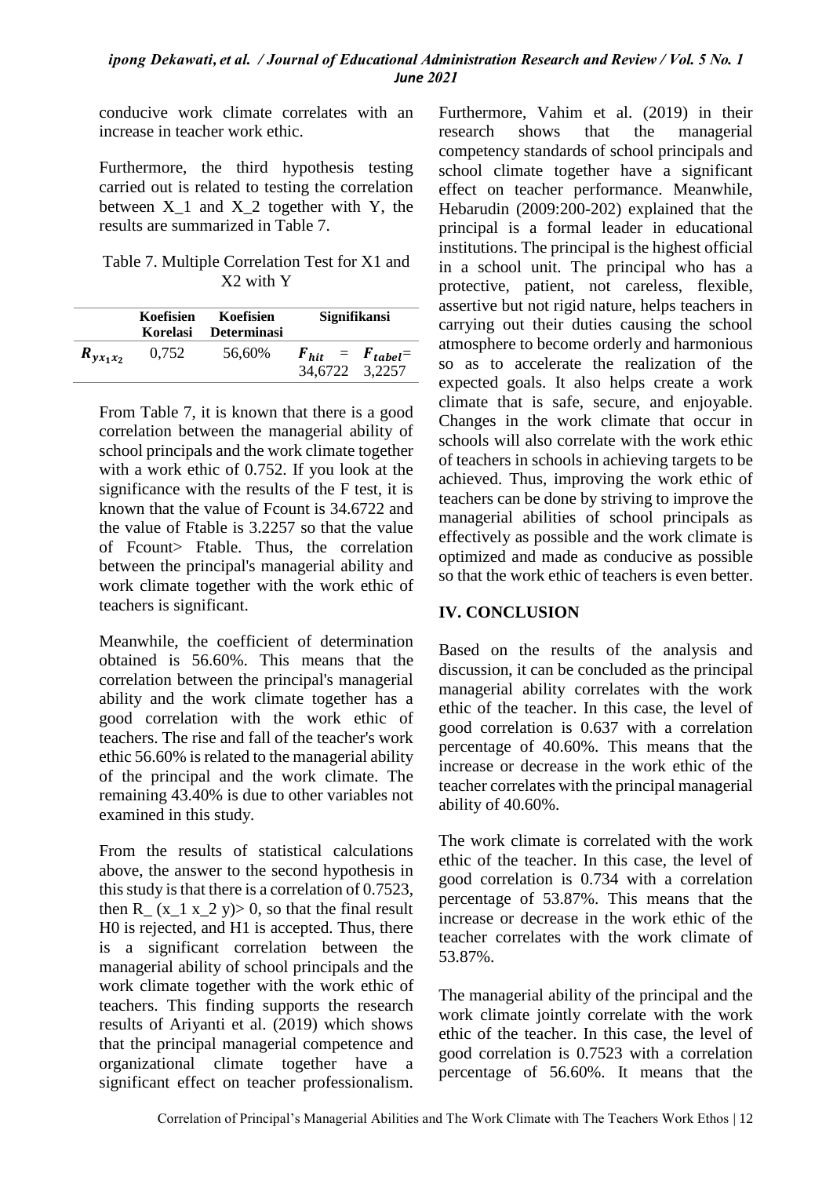conducive work climate correlates with an increase in teacher work ethic.

Furthermore, the third hypothesis testing carried out is related to testing the correlation between X_1 and X_2 together with Y, the results are summarized in Table 7.

Table 7. Multiple Correlation Test for X1 and X2 with Y

| | Koefisien Korelasi | Koefisien Determinasi | Signifikansi |
|---|---|---|---|
| $R_{yx_1x_2}$ | 0,752 | 56,60% | $F_{hit}$ = $F_{tabel}$= 34,6722 3,2257 |

From Table 7, it is known that there is a good correlation between the managerial ability of school principals and the work climate together with a work ethic of 0.752. If you look at the significance with the results of the F test, it is known that the value of Fcount is 34.6722 and the value of Ftable is 3.2257 so that the value of Fcount> Ftable. Thus, the correlation between the principal's managerial ability and work climate together with the work ethic of teachers is significant.

Meanwhile, the coefficient of determination obtained is 56.60%. This means that the correlation between the principal's managerial ability and the work climate together has a good correlation with the work ethic of teachers. The rise and fall of the teacher's work ethic 56.60% is related to the managerial ability of the principal and the work climate. The remaining 43.40% is due to other variables not examined in this study.

From the results of statistical calculations above, the answer to the second hypothesis in this study is that there is a correlation of 0.7523, then R_ (x_1 x_2 y)> 0, so that the final result H0 is rejected, and H1 is accepted. Thus, there is a significant correlation between the managerial ability of school principals and the work climate together with the work ethic of teachers. This finding supports the research results of Ariyanti et al. (2019) which shows that the principal managerial competence and organizational climate together have a significant effect on teacher professionalism. Furthermore, Vahim et al. (2019) in their research shows that the managerial competency standards of school principals and school climate together have a significant effect on teacher performance. Meanwhile, Hebarudin (2009:200-202) explained that the principal is a formal leader in educational institutions. The principal is the highest official in a school unit. The principal who has a protective, patient, not careless, flexible, assertive but not rigid nature, helps teachers in carrying out their duties causing the school atmosphere to become orderly and harmonious so as to accelerate the realization of the expected goals. It also helps create a work climate that is safe, secure, and enjoyable. Changes in the work climate that occur in schools will also correlate with the work ethic of teachers in schools in achieving targets to be achieved. Thus, improving the work ethic of teachers can be done by striving to improve the managerial abilities of school principals as effectively as possible and the work climate is optimized and made as conducive as possible so that the work ethic of teachers is even better.

## IV. CONCLUSION

Based on the results of the analysis and discussion, it can be concluded as the principal managerial ability correlates with the work ethic of the teacher. In this case, the level of good correlation is 0.637 with a correlation percentage of 40.60%. This means that the increase or decrease in the work ethic of the teacher correlates with the principal managerial ability of 40.60%.

The work climate is correlated with the work ethic of the teacher. In this case, the level of good correlation is 0.734 with a correlation percentage of 53.87%. This means that the increase or decrease in the work ethic of the teacher correlates with the work climate of 53.87%.

The managerial ability of the principal and the work climate jointly correlate with the work ethic of the teacher. In this case, the level of good correlation is 0.7523 with a correlation percentage of 56.60%. It means that the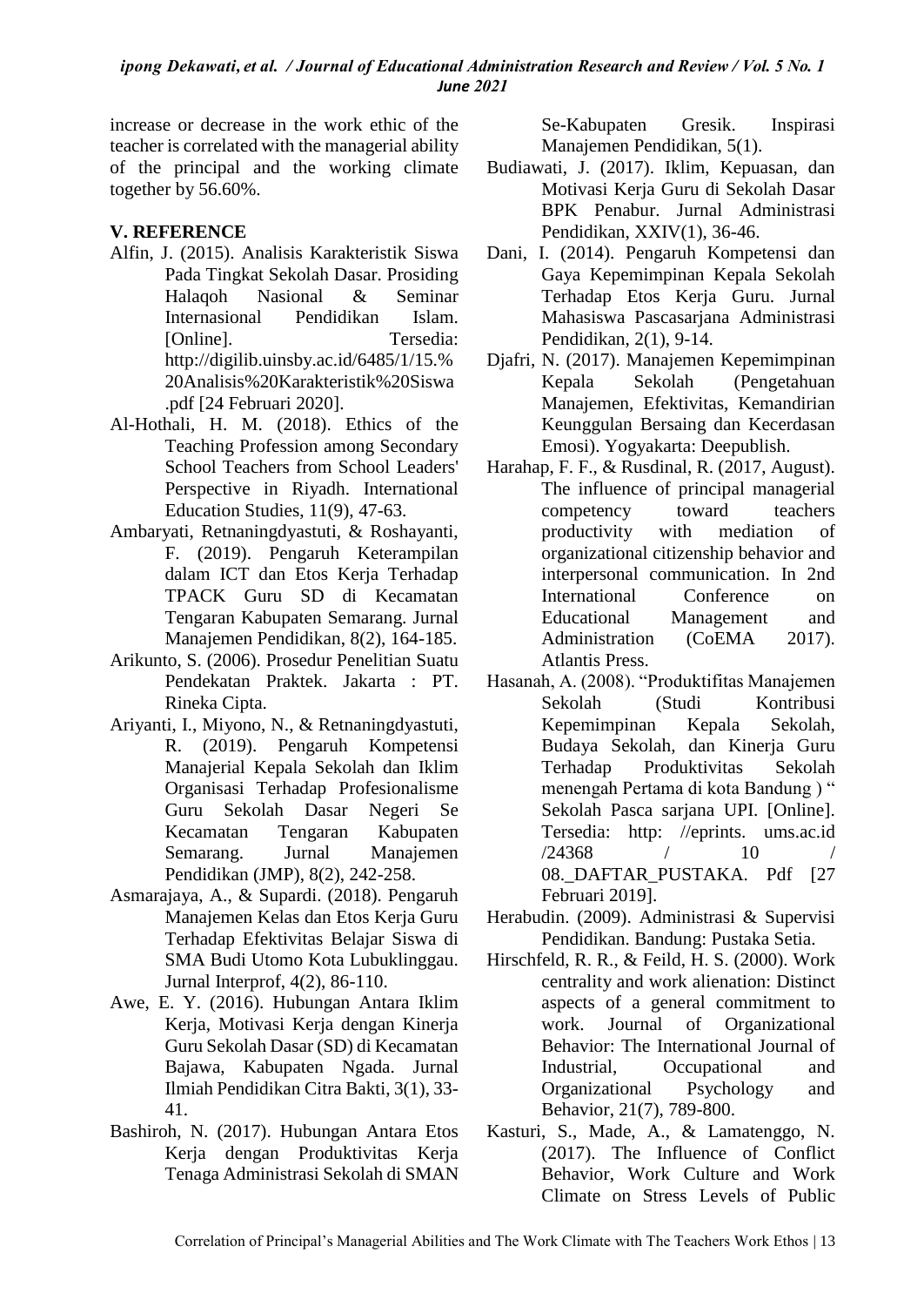increase or decrease in the work ethic of the teacher is correlated with the managerial ability of the principal and the working climate together by 56.60%.

## V. REFERENCE

Alfin, J. (2015). Analisis Karakteristik Siswa Pada Tingkat Sekolah Dasar. Prosiding Halaqoh Nasional & Seminar Internasional Pendidikan Islam. [Online]. Tersedia: http://digilib.uinsby.ac.id/6485/1/15.%20Analisis%20Karakteristik%20Siswa.pdf [24 Februari 2020].

Al-Hothali, H. M. (2018). Ethics of the Teaching Profession among Secondary School Teachers from School Leaders' Perspective in Riyadh. International Education Studies, 11(9), 47-63.

Ambaryati, Retnaningdyastuti, & Roshayanti, F. (2019). Pengaruh Keterampilan dalam ICT dan Etos Kerja Terhadap TPACK Guru SD di Kecamatan Tengaran Kabupaten Semarang. Jurnal Manajemen Pendidikan, 8(2), 164-185.

Arikunto, S. (2006). Prosedur Penelitian Suatu Pendekatan Praktek. Jakarta : PT. Rineka Cipta.

Ariyanti, I., Miyono, N., & Retnaningdyastuti, R. (2019). Pengaruh Kompetensi Manajerial Kepala Sekolah dan Iklim Organisasi Terhadap Profesionalisme Guru Sekolah Dasar Negeri Se Kecamatan Tengaran Kabupaten Semarang. Jurnal Manajemen Pendidikan (JMP), 8(2), 242-258.

Asmarajaya, A., & Supardi. (2018). Pengaruh Manajemen Kelas dan Etos Kerja Guru Terhadap Efektivitas Belajar Siswa di SMA Budi Utomo Kota Lubuklinggau. Jurnal Interprof, 4(2), 86-110.

Awe, E. Y. (2016). Hubungan Antara Iklim Kerja, Motivasi Kerja dengan Kinerja Guru Sekolah Dasar (SD) di Kecamatan Bajawa, Kabupaten Ngada. Jurnal Ilmiah Pendidikan Citra Bakti, 3(1), 33-41.

Bashiroh, N. (2017). Hubungan Antara Etos Kerja dengan Produktivitas Kerja Tenaga Administrasi Sekolah di SMAN Se-Kabupaten Gresik. Inspirasi Manajemen Pendidikan, 5(1).

Budiawati, J. (2017). Iklim, Kepuasan, dan Motivasi Kerja Guru di Sekolah Dasar BPK Penabur. Jurnal Administrasi Pendidikan, XXIV(1), 36-46.

Dani, I. (2014). Pengaruh Kompetensi dan Gaya Kepemimpinan Kepala Sekolah Terhadap Etos Kerja Guru. Jurnal Mahasiswa Pascasarjana Administrasi Pendidikan, 2(1), 9-14.

Djafri, N. (2017). Manajemen Kepemimpinan Kepala Sekolah (Pengetahuan Manajemen, Efektivitas, Kemandirian Keunggulan Bersaing dan Kecerdasan Emosi). Yogyakarta: Deepublish.

Harahap, F. F., & Rusdinal, R. (2017, August). The influence of principal managerial competency toward teachers productivity with mediation of organizational citizenship behavior and interpersonal communication. In 2nd International Conference on Educational Management and Administration (CoEMA 2017). Atlantis Press.

Hasanah, A. (2008). "Produktifitas Manajemen Sekolah (Studi Kontribusi Kepemimpinan Kepala Sekolah, Budaya Sekolah, dan Kinerja Guru Terhadap Produktivitas Sekolah menengah Pertama di kota Bandung ) " Sekolah Pasca sarjana UPI. [Online]. Tersedia: http: //eprints. ums.ac.id /24368 / 10 / 08._DAFTAR_PUSTAKA. Pdf [27 Februari 2019].

Herabudin. (2009). Administrasi & Supervisi Pendidikan. Bandung: Pustaka Setia.

Hirschfeld, R. R., & Feild, H. S. (2000). Work centrality and work alienation: Distinct aspects of a general commitment to work. Journal of Organizational Behavior: The International Journal of Industrial, Occupational and Organizational Psychology and Behavior, 21(7), 789-800.

Kasturi, S., Made, A., & Lamatenggo, N. (2017). The Influence of Conflict Behavior, Work Culture and Work Climate on Stress Levels of Public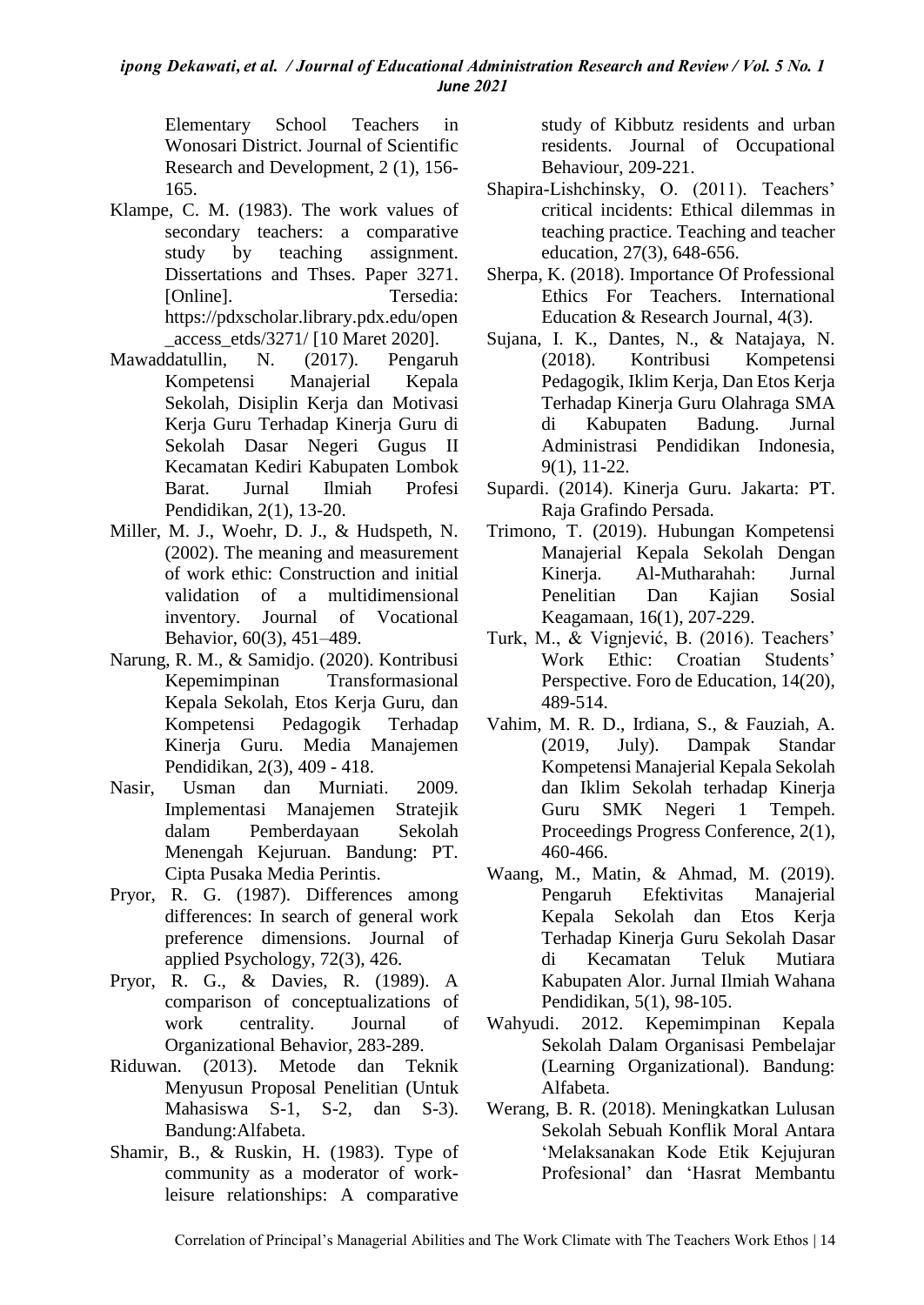Elementary School Teachers in Wonosari District. Journal of Scientific Research and Development, 2 (1), 156-165.

Klampe, C. M. (1983). The work values of secondary teachers: a comparative study by teaching assignment. Dissertations and Thses. Paper 3271. [Online]. Tersedia: https://pdxscholar.library.pdx.edu/open_access_etds/3271/ [10 Maret 2020].

Mawaddatullin, N. (2017). Pengaruh Kompetensi Manajerial Kepala Sekolah, Disiplin Kerja dan Motivasi Kerja Guru Terhadap Kinerja Guru di Sekolah Dasar Negeri Gugus II Kecamatan Kediri Kabupaten Lombok Barat. Jurnal Ilmiah Profesi Pendidikan, 2(1), 13-20.

Miller, M. J., Woehr, D. J., & Hudspeth, N. (2002). The meaning and measurement of work ethic: Construction and initial validation of a multidimensional inventory. Journal of Vocational Behavior, 60(3), 451–489.

Narung, R. M., & Samidjo. (2020). Kontribusi Kepemimpinan Transformasional Kepala Sekolah, Etos Kerja Guru, dan Kompetensi Pedagogik Terhadap Kinerja Guru. Media Manajemen Pendidikan, 2(3), 409 - 418.

Nasir, Usman dan Murniati. 2009. Implementasi Manajemen Stratejik dalam Pemberdayaan Sekolah Menengah Kejuruan. Bandung: PT. Cipta Pusaka Media Perintis.

Pryor, R. G. (1987). Differences among differences: In search of general work preference dimensions. Journal of applied Psychology, 72(3), 426.

Pryor, R. G., & Davies, R. (1989). A comparison of conceptualizations of work centrality. Journal of Organizational Behavior, 283-289.

Riduwan. (2013). Metode dan Teknik Menyusun Proposal Penelitian (Untuk Mahasiswa S-1, S-2, dan S-3). Bandung:Alfabeta.

Shamir, B., & Ruskin, H. (1983). Type of community as a moderator of work-leisure relationships: A comparative study of Kibbutz residents and urban residents. Journal of Occupational Behaviour, 209-221.

Shapira-Lishchinsky, O. (2011). Teachers' critical incidents: Ethical dilemmas in teaching practice. Teaching and teacher education, 27(3), 648-656.

Sherpa, K. (2018). Importance Of Professional Ethics For Teachers. International Education & Research Journal, 4(3).

Sujana, I. K., Dantes, N., & Natajaya, N. (2018). Kontribusi Kompetensi Pedagogik, Iklim Kerja, Dan Etos Kerja Terhadap Kinerja Guru Olahraga SMA di Kabupaten Badung. Jurnal Administrasi Pendidikan Indonesia, 9(1), 11-22.

Supardi. (2014). Kinerja Guru. Jakarta: PT. Raja Grafindo Persada.

Trimono, T. (2019). Hubungan Kompetensi Manajerial Kepala Sekolah Dengan Kinerja. Al-Mutharahah: Jurnal Penelitian Dan Kajian Sosial Keagamaan, 16(1), 207-229.

Turk, M., & Vignjević, B. (2016). Teachers' Work Ethic: Croatian Students' Perspective. Foro de Education, 14(20), 489-514.

Vahim, M. R. D., Irdiana, S., & Fauziah, A. (2019, July). Dampak Standar Kompetensi Manajerial Kepala Sekolah dan Iklim Sekolah terhadap Kinerja Guru SMK Negeri 1 Tempeh. Proceedings Progress Conference, 2(1), 460-466.

Waang, M., Matin, & Ahmad, M. (2019). Pengaruh Efektivitas Manajerial Kepala Sekolah dan Etos Kerja Terhadap Kinerja Guru Sekolah Dasar di Kecamatan Teluk Mutiara Kabupaten Alor. Jurnal Ilmiah Wahana Pendidikan, 5(1), 98-105.

Wahyudi. 2012. Kepemimpinan Kepala Sekolah Dalam Organisasi Pembelajar (Learning Organizational). Bandung: Alfabeta.

Werang, B. R. (2018). Meningkatkan Lulusan Sekolah Sebuah Konflik Moral Antara 'Melaksanakan Kode Etik Kejujuran Profesional' dan 'Hasrat Membantu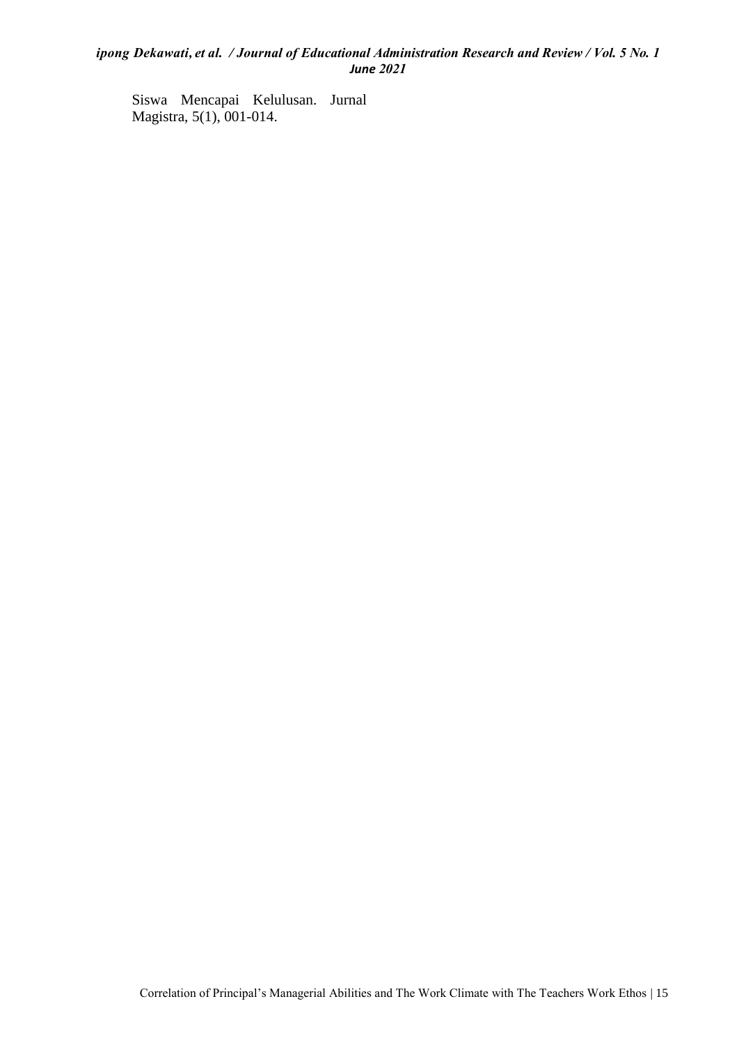Siswa Mencapai Kelulusan. Jurnal Magistra, 5(1), 001-014.